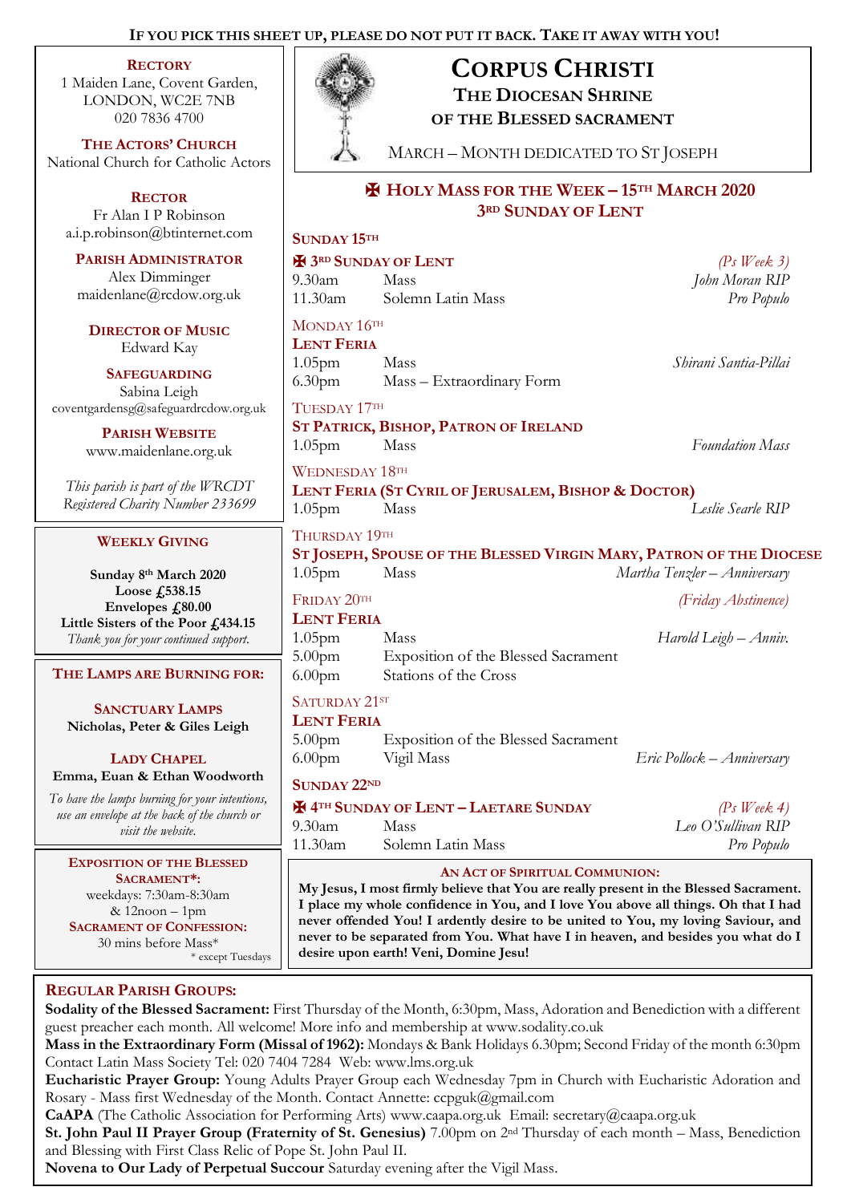**IF YOU PICK THIS SHEET UP, PLEASE DO NOT PUT IT BACK. TAKE IT AWAY WITH YOU!**

# CORPUS CHRISTI

## THE DIOCESAN SHRINE OF THE BLESSED SACRAMENT

MARCH – MONTH DEDICATED TO ST JOSEPH

**RECTORY**
1 Maiden Lane, Covent Garden,
LONDON, WC2E 7NB
020 7836 4700

**THE ACTORS' CHURCH**
National Church for Catholic Actors

**RECTOR**
Fr Alan I P Robinson
a.i.p.robinson@btinternet.com

**PARISH ADMINISTRATOR**
Alex Dimminger
maidenlane@rcdow.org.uk

**DIRECTOR OF MUSIC**
Edward Kay

**SAFEGUARDING**
Sabina Leigh
coventgardensg@safeguardrcdow.org.uk

**PARISH WEBSITE**
www.maidenlane.org.uk

*This parish is part of the WRCDT Registered Charity Number 233699*

**WEEKLY GIVING**

**Sunday 8th March 2020**
**Loose £538.15**
**Envelopes £80.00**
**Little Sisters of the Poor £434.15**
*Thank you for your continued support.*

**THE LAMPS ARE BURNING FOR:**

**SANCTUARY LAMPS**
**Nicholas, Peter & Giles Leigh**

**LADY CHAPEL**
**Emma, Euan & Ethan Woodworth**

*To have the lamps burning for your intentions, use an envelope at the back of the church or visit the website.*

**EXPOSITION OF THE BLESSED SACRAMENT\*:**
weekdays: 7:30am-8:30am
& 12noon – 1pm
**SACRAMENT OF CONFESSION:**
30 mins before Mass\*
\* except Tuesdays

## ✠ HOLY MASS FOR THE WEEK – 15TH MARCH 2020
## 3RD SUNDAY OF LENT

**SUNDAY 15TH**

**✠ 3RD SUNDAY OF LENT** *(Ps Week 3)*
9.30am Mass — *John Moran RIP*
11.30am Solemn Latin Mass — *Pro Populo*

MONDAY 16TH
**LENT FERIA**
1.05pm Mass — *Shirani Santia-Pillai*
6.30pm Mass – Extraordinary Form

TUESDAY 17TH
**ST PATRICK, BISHOP, PATRON OF IRELAND**
1.05pm Mass — *Foundation Mass*

WEDNESDAY 18TH
**LENT FERIA (ST CYRIL OF JERUSALEM, BISHOP & DOCTOR)**
1.05pm Mass — *Leslie Searle RIP*

THURSDAY 19TH
**ST JOSEPH, SPOUSE OF THE BLESSED VIRGIN MARY, PATRON OF THE DIOCESE**
1.05pm Mass — *Martha Tenzler – Anniversary*

FRIDAY 20TH *(Friday Abstinence)*
**LENT FERIA**
1.05pm Mass — *Harold Leigh – Anniv.*
5.00pm Exposition of the Blessed Sacrament
6.00pm Stations of the Cross

SATURDAY 21ST
**LENT FERIA**
5.00pm Exposition of the Blessed Sacrament
6.00pm Vigil Mass — *Eric Pollock – Anniversary*

**SUNDAY 22ND**

**✠ 4TH SUNDAY OF LENT – LAETARE SUNDAY** *(Ps Week 4)*
9.30am Mass — *Leo O'Sullivan RIP*
11.30am Solemn Latin Mass — *Pro Populo*

**AN ACT OF SPIRITUAL COMMUNION:**
**My Jesus, I most firmly believe that You are really present in the Blessed Sacrament. I place my whole confidence in You, and I love You above all things. Oh that I had never offended You! I ardently desire to be united to You, my loving Saviour, and never to be separated from You. What have I in heaven, and besides you what do I desire upon earth! Veni, Domine Jesu!**

**REGULAR PARISH GROUPS:**

**Sodality of the Blessed Sacrament:** First Thursday of the Month, 6:30pm, Mass, Adoration and Benediction with a different guest preacher each month. All welcome! More info and membership at www.sodality.co.uk

**Mass in the Extraordinary Form (Missal of 1962):** Mondays & Bank Holidays 6.30pm; Second Friday of the month 6:30pm Contact Latin Mass Society Tel: 020 7404 7284 Web: www.lms.org.uk

**Eucharistic Prayer Group:** Young Adults Prayer Group each Wednesday 7pm in Church with Eucharistic Adoration and Rosary - Mass first Wednesday of the Month. Contact Annette: ccpguk@gmail.com

**CaAPA** (The Catholic Association for Performing Arts) www.caapa.org.uk Email: secretary@caapa.org.uk

**St. John Paul II Prayer Group (Fraternity of St. Genesius)** 7.00pm on 2nd Thursday of each month – Mass, Benediction and Blessing with First Class Relic of Pope St. John Paul II.

**Novena to Our Lady of Perpetual Succour** Saturday evening after the Vigil Mass.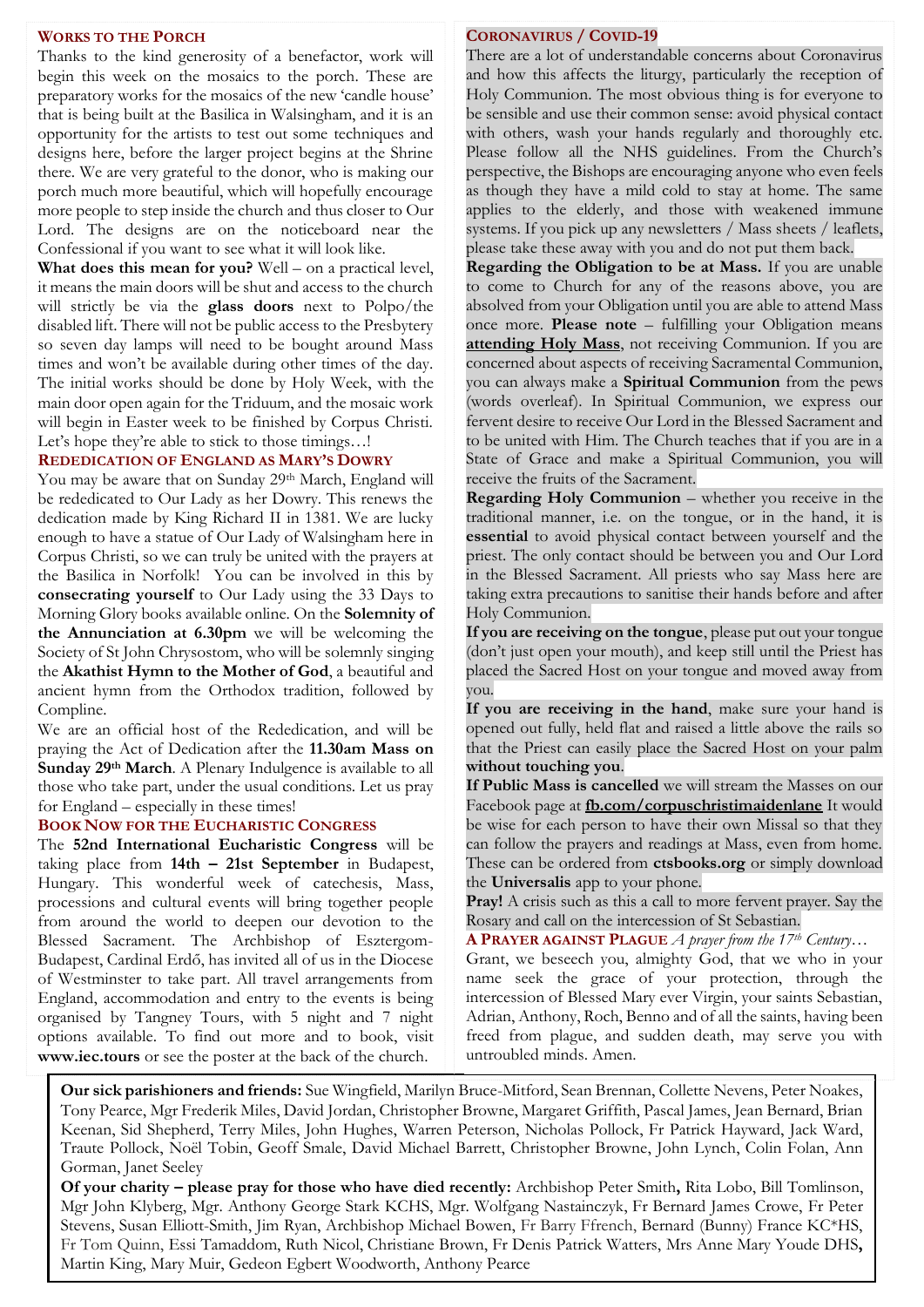## WORKS TO THE PORCH

Thanks to the kind generosity of a benefactor, work will begin this week on the mosaics to the porch. These are preparatory works for the mosaics of the new 'candle house' that is being built at the Basilica in Walsingham, and it is an opportunity for the artists to test out some techniques and designs here, before the larger project begins at the Shrine there. We are very grateful to the donor, who is making our porch much more beautiful, which will hopefully encourage more people to step inside the church and thus closer to Our Lord. The designs are on the noticeboard near the Confessional if you want to see what it will look like.

**What does this mean for you?** Well – on a practical level, it means the main doors will be shut and access to the church will strictly be via the **glass doors** next to Polpo/the disabled lift. There will not be public access to the Presbytery so seven day lamps will need to be bought around Mass times and won't be available during other times of the day. The initial works should be done by Holy Week, with the main door open again for the Triduum, and the mosaic work will begin in Easter week to be finished by Corpus Christi. Let's hope they're able to stick to those timings…!

## REDEDICATION OF ENGLAND AS MARY'S DOWRY

You may be aware that on Sunday 29th March, England will be rededicated to Our Lady as her Dowry. This renews the dedication made by King Richard II in 1381. We are lucky enough to have a statue of Our Lady of Walsingham here in Corpus Christi, so we can truly be united with the prayers at the Basilica in Norfolk! You can be involved in this by **consecrating yourself** to Our Lady using the 33 Days to Morning Glory books available online. On the **Solemnity of the Annunciation at 6.30pm** we will be welcoming the Society of St John Chrysostom, who will be solemnly singing the **Akathist Hymn to the Mother of God**, a beautiful and ancient hymn from the Orthodox tradition, followed by Compline.

We are an official host of the Rededication, and will be praying the Act of Dedication after the **11.30am Mass on Sunday 29th March**. A Plenary Indulgence is available to all those who take part, under the usual conditions. Let us pray for England – especially in these times!

## BOOK NOW FOR THE EUCHARISTIC CONGRESS

The **52nd International Eucharistic Congress** will be taking place from **14th – 21st September** in Budapest, Hungary. This wonderful week of catechesis, Mass, processions and cultural events will bring together people from around the world to deepen our devotion to the Blessed Sacrament. The Archbishop of Esztergom-Budapest, Cardinal Erdő, has invited all of us in the Diocese of Westminster to take part. All travel arrangements from England, accommodation and entry to the events is being organised by Tangney Tours, with 5 night and 7 night options available. To find out more and to book, visit **www.iec.tours** or see the poster at the back of the church.

## CORONAVIRUS / COVID-19

There are a lot of understandable concerns about Coronavirus and how this affects the liturgy, particularly the reception of Holy Communion. The most obvious thing is for everyone to be sensible and use their common sense: avoid physical contact with others, wash your hands regularly and thoroughly etc. Please follow all the NHS guidelines. From the Church's perspective, the Bishops are encouraging anyone who even feels as though they have a mild cold to stay at home. The same applies to the elderly, and those with weakened immune systems. If you pick up any newsletters / Mass sheets / leaflets, please take these away with you and do not put them back.

**Regarding the Obligation to be at Mass.** If you are unable to come to Church for any of the reasons above, you are absolved from your Obligation until you are able to attend Mass once more. **Please note** – fulfilling your Obligation means **attending Holy Mass**, not receiving Communion. If you are concerned about aspects of receiving Sacramental Communion, you can always make a **Spiritual Communion** from the pews (words overleaf). In Spiritual Communion, we express our fervent desire to receive Our Lord in the Blessed Sacrament and to be united with Him. The Church teaches that if you are in a State of Grace and make a Spiritual Communion, you will receive the fruits of the Sacrament.

**Regarding Holy Communion** – whether you receive in the traditional manner, i.e. on the tongue, or in the hand, it is **essential** to avoid physical contact between yourself and the priest. The only contact should be between you and Our Lord in the Blessed Sacrament. All priests who say Mass here are taking extra precautions to sanitise their hands before and after Holy Communion.

**If you are receiving on the tongue**, please put out your tongue (don't just open your mouth), and keep still until the Priest has placed the Sacred Host on your tongue and moved away from you.

**If you are receiving in the hand**, make sure your hand is opened out fully, held flat and raised a little above the rails so that the Priest can easily place the Sacred Host on your palm **without touching you**.

**If Public Mass is cancelled** we will stream the Masses on our Facebook page at **fb.com/corpuschristimaidenlane** It would be wise for each person to have their own Missal so that they can follow the prayers and readings at Mass, even from home. These can be ordered from **ctsbooks.org** or simply download the **Universalis** app to your phone.

**Pray!** A crisis such as this a call to more fervent prayer. Say the Rosary and call on the intercession of St Sebastian.

**A PRAYER AGAINST PLAGUE** *A prayer from the 17th Century…*

Grant, we beseech you, almighty God, that we who in your name seek the grace of your protection, through the intercession of Blessed Mary ever Virgin, your saints Sebastian, Adrian, Anthony, Roch, Benno and of all the saints, having been freed from plague, and sudden death, may serve you with untroubled minds. Amen.

**Our sick parishioners and friends:** Sue Wingfield, Marilyn Bruce-Mitford, Sean Brennan, Collette Nevens, Peter Noakes, Tony Pearce, Mgr Frederik Miles, David Jordan, Christopher Browne, Margaret Griffith, Pascal James, Jean Bernard, Brian Keenan, Sid Shepherd, Terry Miles, John Hughes, Warren Peterson, Nicholas Pollock, Fr Patrick Hayward, Jack Ward, Traute Pollock, Noël Tobin, Geoff Smale, David Michael Barrett, Christopher Browne, John Lynch, Colin Folan, Ann Gorman, Janet Seeley

**Of your charity – please pray for those who have died recently:** Archbishop Peter Smith**,** Rita Lobo, Bill Tomlinson, Mgr John Klyberg, Mgr. Anthony George Stark KCHS, Mgr. Wolfgang Nastainczyk, Fr Bernard James Crowe, Fr Peter Stevens, Susan Elliott-Smith, Jim Ryan, Archbishop Michael Bowen, Fr Barry Ffrench, Bernard (Bunny) France KC*HS, Fr Tom Quinn, Essi Tamaddom, Ruth Nicol, Christiane Brown, Fr Denis Patrick Watters, Mrs Anne Mary Youde DHS**,** Martin King, Mary Muir, Gedeon Egbert Woodworth, Anthony Pearce